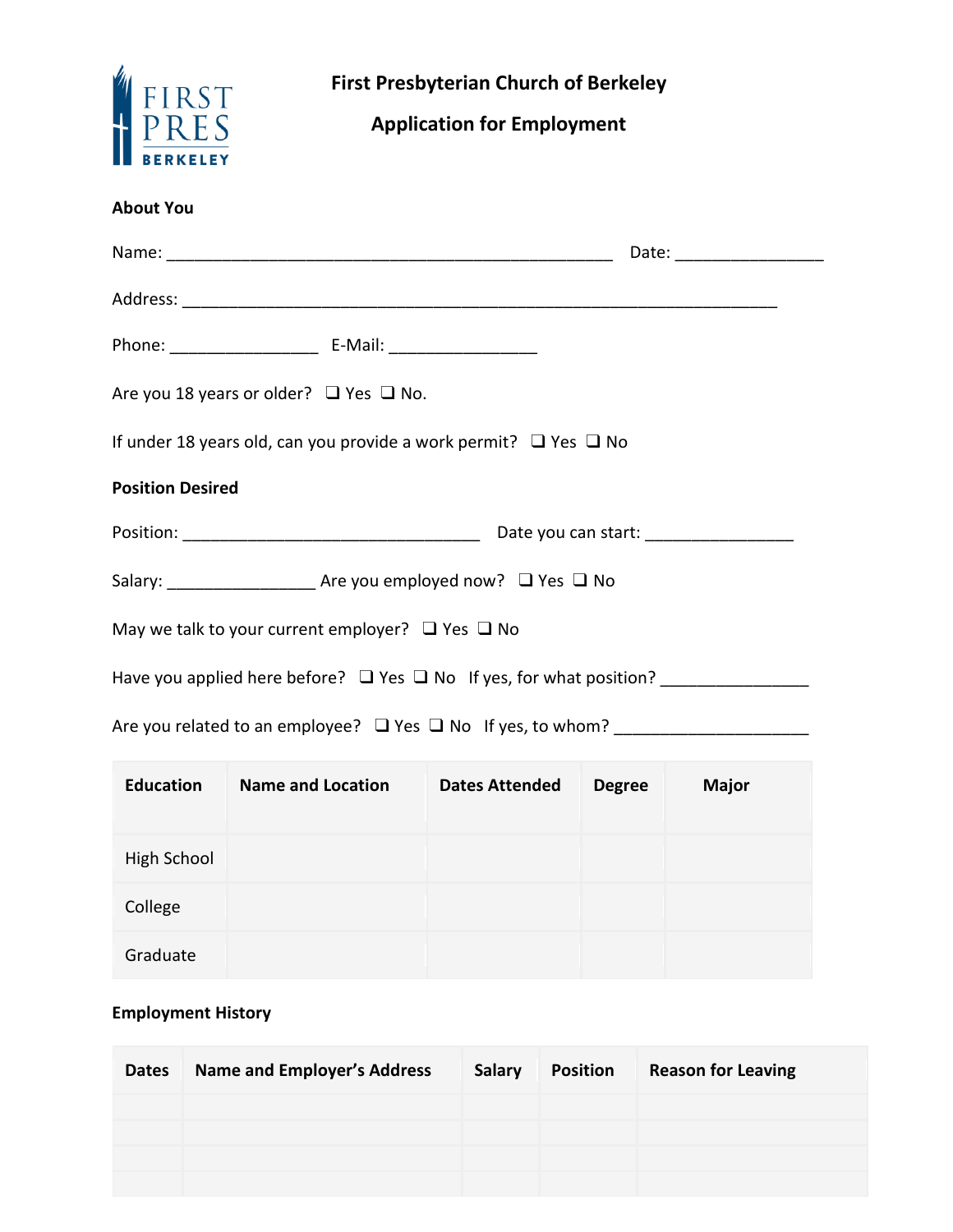# First Presbyterian Church of Berkeley

## Application for Employment

**About You**

Name: ______________________________________________ Date: _______________

Address: ____________________________________________________________

Phone: _______________ E-Mail: _______________

Are you 18 years or older? ❑ Yes ❑ No.

If under 18 years old, can you provide a work permit? ❑ Yes ❑ No

**Position Desired**

Position: ______________________________ Date you can start: _______________

Salary: _______________ Are you employed now? ❑ Yes ❑ No

May we talk to your current employer? ❑ Yes ❑ No

Have you applied here before? ❑ Yes ❑ No If yes, for what position? _______________

Are you related to an employee? ❑ Yes ❑ No If yes, to whom? ____________________

| Education | Name and Location | Dates Attended | Degree | Major |
|---|---|---|---|---|
| High School | | | | |
| College | | | | |
| Graduate | | | | |

**Employment History**

| Dates | Name and Employer's Address | Salary | Position | Reason for Leaving |
|---|---|---|---|---|
| | | | | |
| | | | | |
| | | | | |
| | | | | |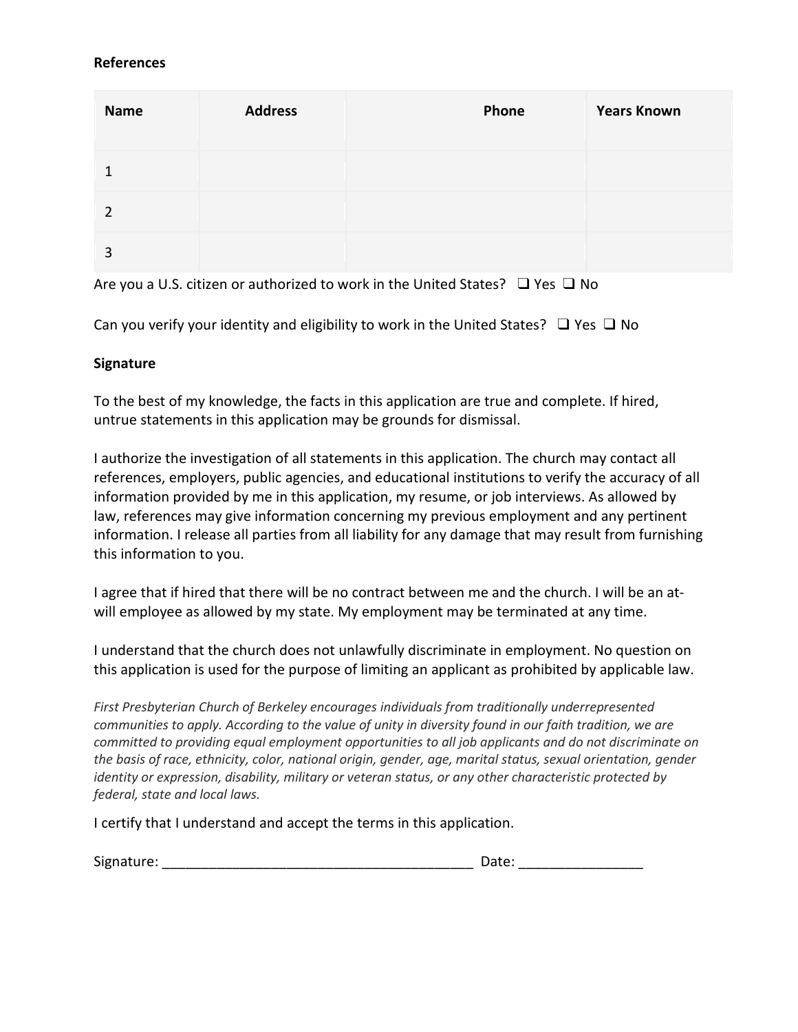**References**

| Name | Address | Phone | Years Known |
|---|---|---|---|
| 1 | | | |
| 2 | | | |
| 3 | | | |

Are you a U.S. citizen or authorized to work in the United States? ❑ Yes ❑ No

Can you verify your identity and eligibility to work in the United States? ❑ Yes ❑ No

**Signature**

To the best of my knowledge, the facts in this application are true and complete. If hired, untrue statements in this application may be grounds for dismissal.

I authorize the investigation of all statements in this application. The church may contact all references, employers, public agencies, and educational institutions to verify the accuracy of all information provided by me in this application, my resume, or job interviews. As allowed by law, references may give information concerning my previous employment and any pertinent information. I release all parties from all liability for any damage that may result from furnishing this information to you.

I agree that if hired that there will be no contract between me and the church. I will be an at-will employee as allowed by my state. My employment may be terminated at any time.

I understand that the church does not unlawfully discriminate in employment. No question on this application is used for the purpose of limiting an applicant as prohibited by applicable law.

*First Presbyterian Church of Berkeley encourages individuals from traditionally underrepresented communities to apply. According to the value of unity in diversity found in our faith tradition, we are committed to providing equal employment opportunities to all job applicants and do not discriminate on the basis of race, ethnicity, color, national origin, gender, age, marital status, sexual orientation, gender identity or expression, disability, military or veteran status, or any other characteristic protected by federal, state and local laws.*

I certify that I understand and accept the terms in this application.

Signature: _________________________________________ Date: ________________